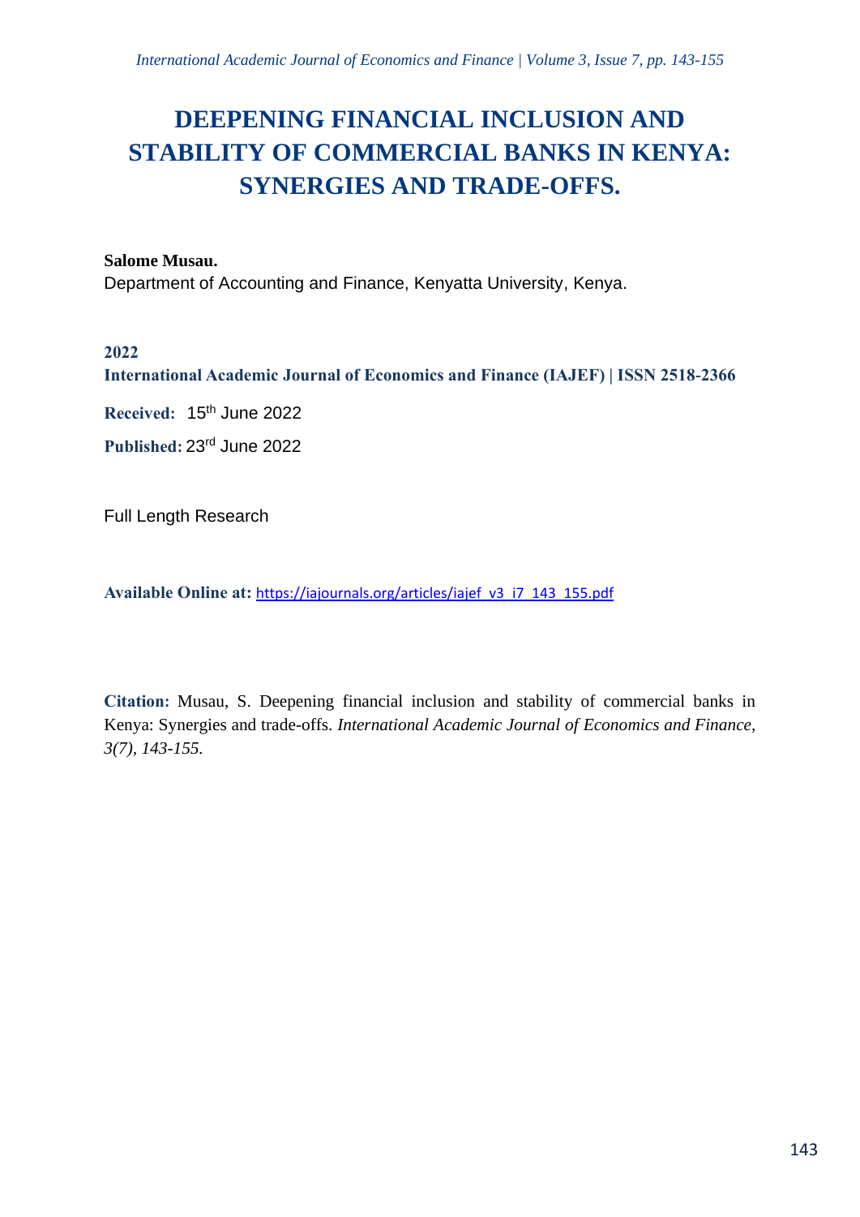# DEEPENING FINANCIAL INCLUSION AND STABILITY OF COMMERCIAL BANKS IN KENYA: SYNERGIES AND TRADE-OFFS.

**Salome Musau.**

Department of Accounting and Finance, Kenyatta University, Kenya.

**2022**

**International Academic Journal of Economics and Finance (IAJEF) | ISSN 2518-2366**

**Received:** 15th June 2022

**Published:** 23rd June 2022

Full Length Research

**Available Online at:** https://iajournals.org/articles/iajef_v3_i7_143_155.pdf

**Citation:** Musau, S. Deepening financial inclusion and stability of commercial banks in Kenya: Synergies and trade-offs. *International Academic Journal of Economics and Finance, 3(7), 143-155.*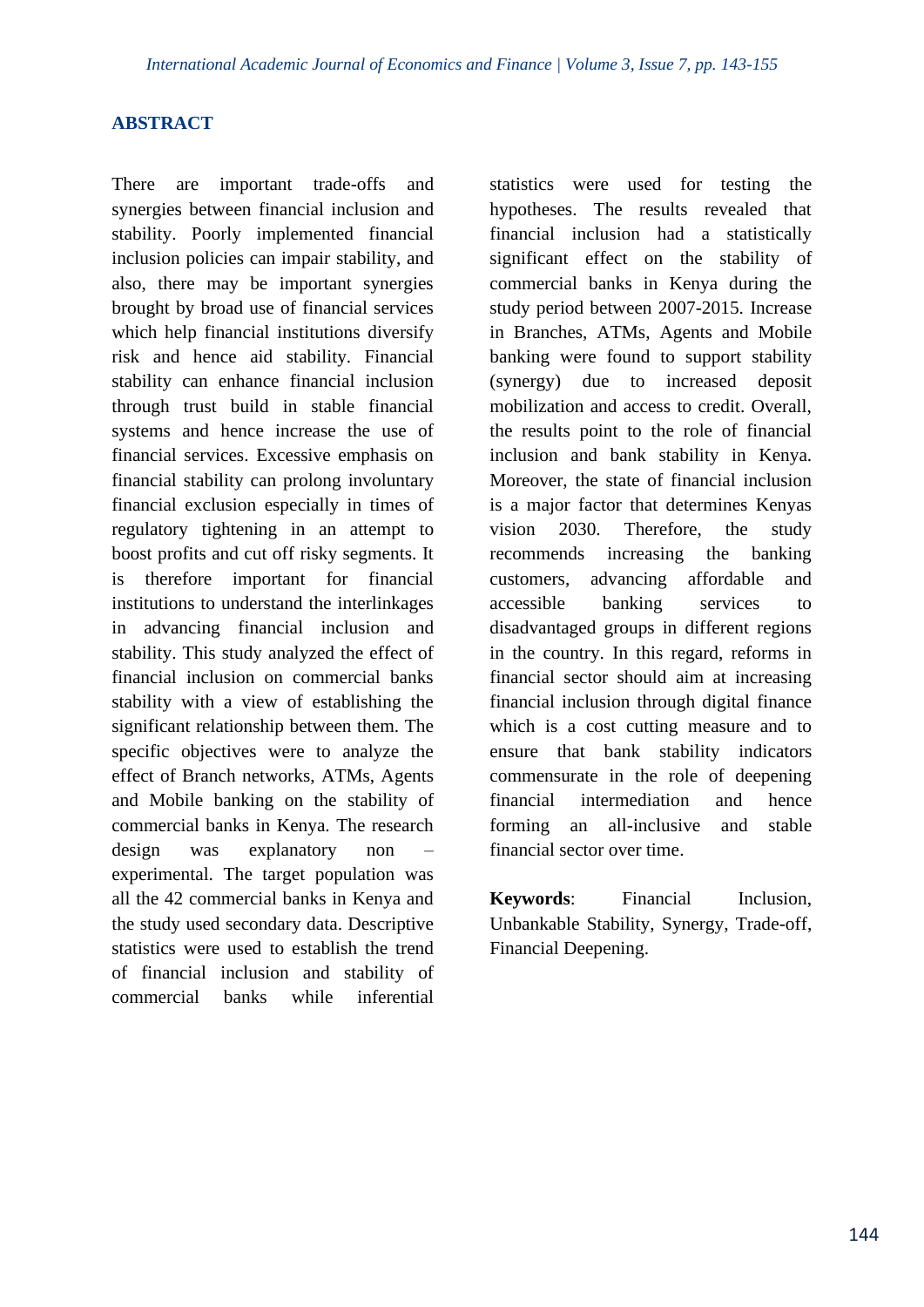## ABSTRACT

There are important trade-offs and synergies between financial inclusion and stability. Poorly implemented financial inclusion policies can impair stability, and also, there may be important synergies brought by broad use of financial services which help financial institutions diversify risk and hence aid stability. Financial stability can enhance financial inclusion through trust build in stable financial systems and hence increase the use of financial services. Excessive emphasis on financial stability can prolong involuntary financial exclusion especially in times of regulatory tightening in an attempt to boost profits and cut off risky segments. It is therefore important for financial institutions to understand the interlinkages in advancing financial inclusion and stability. This study analyzed the effect of financial inclusion on commercial banks stability with a view of establishing the significant relationship between them. The specific objectives were to analyze the effect of Branch networks, ATMs, Agents and Mobile banking on the stability of commercial banks in Kenya. The research design was explanatory non – experimental. The target population was all the 42 commercial banks in Kenya and the study used secondary data. Descriptive statistics were used to establish the trend of financial inclusion and stability of commercial banks while inferential statistics were used for testing the hypotheses. The results revealed that financial inclusion had a statistically significant effect on the stability of commercial banks in Kenya during the study period between 2007-2015. Increase in Branches, ATMs, Agents and Mobile banking were found to support stability (synergy) due to increased deposit mobilization and access to credit. Overall, the results point to the role of financial inclusion and bank stability in Kenya. Moreover, the state of financial inclusion is a major factor that determines Kenyas vision 2030. Therefore, the study recommends increasing the banking customers, advancing affordable and accessible banking services to disadvantaged groups in different regions in the country. In this regard, reforms in financial sector should aim at increasing financial inclusion through digital finance which is a cost cutting measure and to ensure that bank stability indicators commensurate in the role of deepening financial intermediation and hence forming an all-inclusive and stable financial sector over time.

**Keywords**: Financial Inclusion, Unbankable Stability, Synergy, Trade-off, Financial Deepening.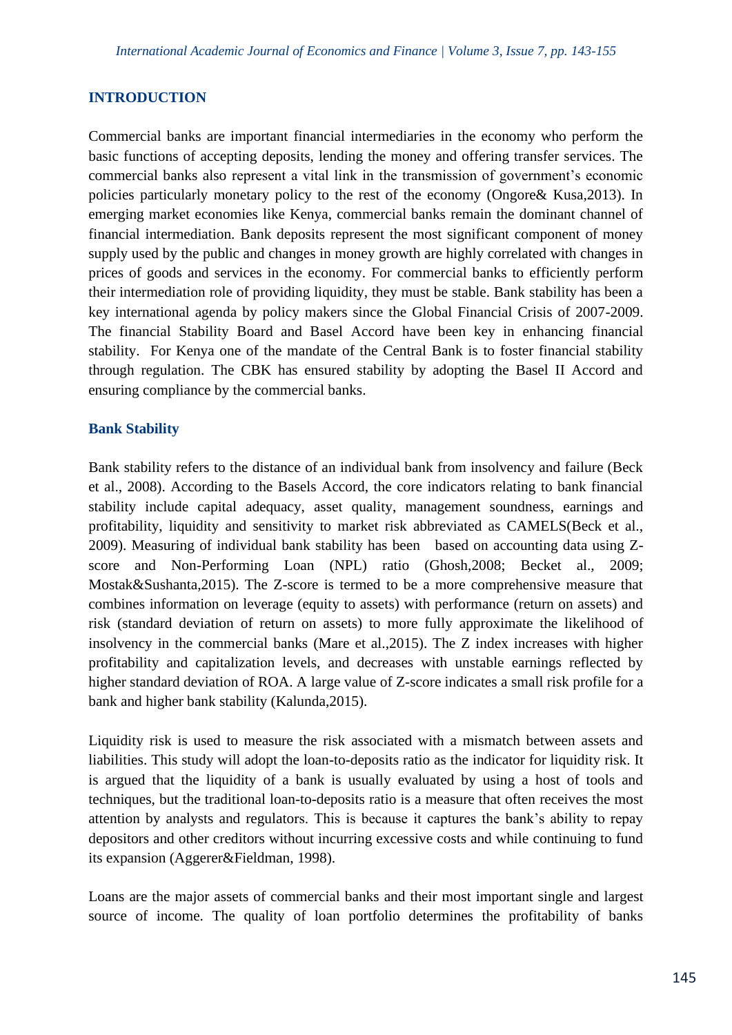## INTRODUCTION

Commercial banks are important financial intermediaries in the economy who perform the basic functions of accepting deposits, lending the money and offering transfer services. The commercial banks also represent a vital link in the transmission of government's economic policies particularly monetary policy to the rest of the economy (Ongore& Kusa,2013). In emerging market economies like Kenya, commercial banks remain the dominant channel of financial intermediation. Bank deposits represent the most significant component of money supply used by the public and changes in money growth are highly correlated with changes in prices of goods and services in the economy. For commercial banks to efficiently perform their intermediation role of providing liquidity, they must be stable. Bank stability has been a key international agenda by policy makers since the Global Financial Crisis of 2007-2009. The financial Stability Board and Basel Accord have been key in enhancing financial stability. For Kenya one of the mandate of the Central Bank is to foster financial stability through regulation. The CBK has ensured stability by adopting the Basel II Accord and ensuring compliance by the commercial banks.

### Bank Stability

Bank stability refers to the distance of an individual bank from insolvency and failure (Beck et al., 2008). According to the Basels Accord, the core indicators relating to bank financial stability include capital adequacy, asset quality, management soundness, earnings and profitability, liquidity and sensitivity to market risk abbreviated as CAMELS(Beck et al., 2009). Measuring of individual bank stability has been based on accounting data using Z-score and Non-Performing Loan (NPL) ratio (Ghosh,2008; Becket al., 2009; Mostak&Sushanta,2015). The Z-score is termed to be a more comprehensive measure that combines information on leverage (equity to assets) with performance (return on assets) and risk (standard deviation of return on assets) to more fully approximate the likelihood of insolvency in the commercial banks (Mare et al.,2015). The Z index increases with higher profitability and capitalization levels, and decreases with unstable earnings reflected by higher standard deviation of ROA. A large value of Z-score indicates a small risk profile for a bank and higher bank stability (Kalunda,2015).

Liquidity risk is used to measure the risk associated with a mismatch between assets and liabilities. This study will adopt the loan-to-deposits ratio as the indicator for liquidity risk. It is argued that the liquidity of a bank is usually evaluated by using a host of tools and techniques, but the traditional loan-to-deposits ratio is a measure that often receives the most attention by analysts and regulators. This is because it captures the bank's ability to repay depositors and other creditors without incurring excessive costs and while continuing to fund its expansion (Aggerer&Fieldman, 1998).

Loans are the major assets of commercial banks and their most important single and largest source of income. The quality of loan portfolio determines the profitability of banks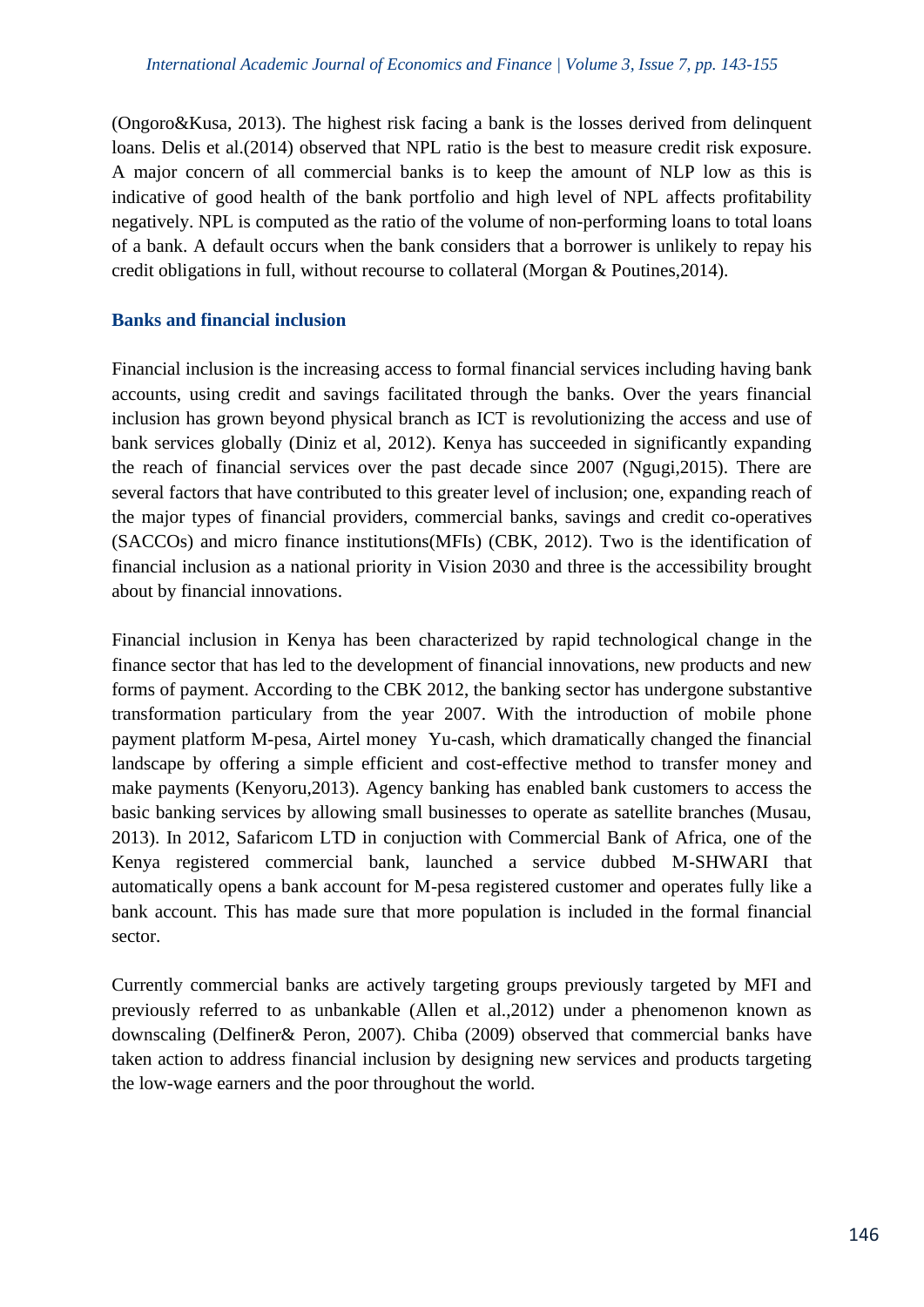(Ongoro&Kusa, 2013). The highest risk facing a bank is the losses derived from delinquent loans. Delis et al.(2014) observed that NPL ratio is the best to measure credit risk exposure. A major concern of all commercial banks is to keep the amount of NLP low as this is indicative of good health of the bank portfolio and high level of NPL affects profitability negatively. NPL is computed as the ratio of the volume of non-performing loans to total loans of a bank. A default occurs when the bank considers that a borrower is unlikely to repay his credit obligations in full, without recourse to collateral (Morgan & Poutines,2014).

### Banks and financial inclusion

Financial inclusion is the increasing access to formal financial services including having bank accounts, using credit and savings facilitated through the banks. Over the years financial inclusion has grown beyond physical branch as ICT is revolutionizing the access and use of bank services globally (Diniz et al, 2012). Kenya has succeeded in significantly expanding the reach of financial services over the past decade since 2007 (Ngugi,2015). There are several factors that have contributed to this greater level of inclusion; one, expanding reach of the major types of financial providers, commercial banks, savings and credit co-operatives (SACCOs) and micro finance institutions(MFIs) (CBK, 2012). Two is the identification of financial inclusion as a national priority in Vision 2030 and three is the accessibility brought about by financial innovations.

Financial inclusion in Kenya has been characterized by rapid technological change in the finance sector that has led to the development of financial innovations, new products and new forms of payment. According to the CBK 2012, the banking sector has undergone substantive transformation particulary from the year 2007. With the introduction of mobile phone payment platform M-pesa, Airtel money Yu-cash, which dramatically changed the financial landscape by offering a simple efficient and cost-effective method to transfer money and make payments (Kenyoru,2013). Agency banking has enabled bank customers to access the basic banking services by allowing small businesses to operate as satellite branches (Musau, 2013). In 2012, Safaricom LTD in conjuction with Commercial Bank of Africa, one of the Kenya registered commercial bank, launched a service dubbed M-SHWARI that automatically opens a bank account for M-pesa registered customer and operates fully like a bank account. This has made sure that more population is included in the formal financial sector.

Currently commercial banks are actively targeting groups previously targeted by MFI and previously referred to as unbankable (Allen et al.,2012) under a phenomenon known as downscaling (Delfiner& Peron, 2007). Chiba (2009) observed that commercial banks have taken action to address financial inclusion by designing new services and products targeting the low-wage earners and the poor throughout the world.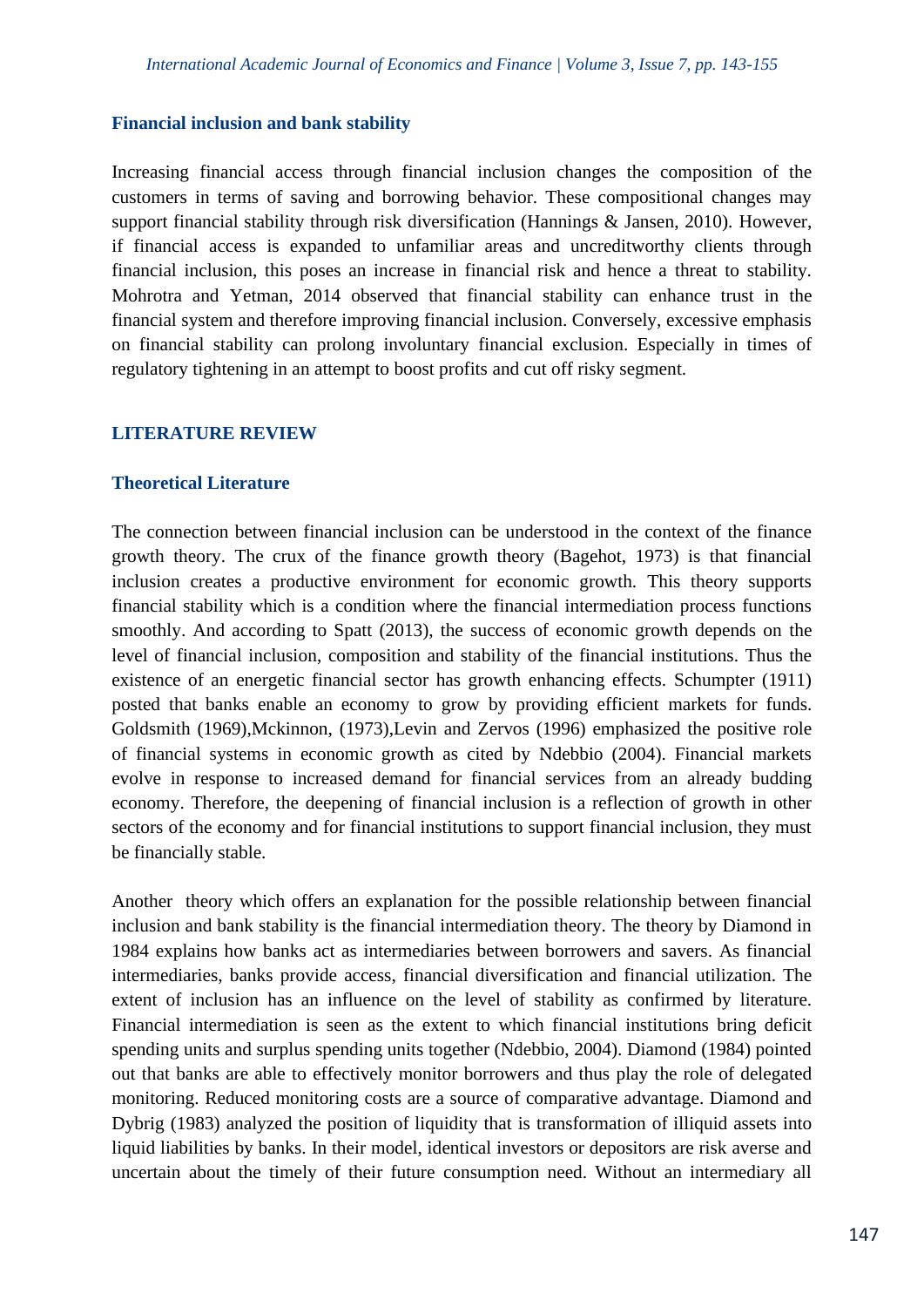### Financial inclusion and bank stability

Increasing financial access through financial inclusion changes the composition of the customers in terms of saving and borrowing behavior. These compositional changes may support financial stability through risk diversification (Hannings & Jansen, 2010). However, if financial access is expanded to unfamiliar areas and uncreditworthy clients through financial inclusion, this poses an increase in financial risk and hence a threat to stability. Mohrotra and Yetman, 2014 observed that financial stability can enhance trust in the financial system and therefore improving financial inclusion. Conversely, excessive emphasis on financial stability can prolong involuntary financial exclusion. Especially in times of regulatory tightening in an attempt to boost profits and cut off risky segment.

## LITERATURE REVIEW

### Theoretical Literature

The connection between financial inclusion can be understood in the context of the finance growth theory. The crux of the finance growth theory (Bagehot, 1973) is that financial inclusion creates a productive environment for economic growth. This theory supports financial stability which is a condition where the financial intermediation process functions smoothly. And according to Spatt (2013), the success of economic growth depends on the level of financial inclusion, composition and stability of the financial institutions. Thus the existence of an energetic financial sector has growth enhancing effects. Schumpter (1911) posted that banks enable an economy to grow by providing efficient markets for funds. Goldsmith (1969),Mckinnon, (1973),Levin and Zervos (1996) emphasized the positive role of financial systems in economic growth as cited by Ndebbio (2004). Financial markets evolve in response to increased demand for financial services from an already budding economy. Therefore, the deepening of financial inclusion is a reflection of growth in other sectors of the economy and for financial institutions to support financial inclusion, they must be financially stable.

Another theory which offers an explanation for the possible relationship between financial inclusion and bank stability is the financial intermediation theory. The theory by Diamond in 1984 explains how banks act as intermediaries between borrowers and savers. As financial intermediaries, banks provide access, financial diversification and financial utilization. The extent of inclusion has an influence on the level of stability as confirmed by literature. Financial intermediation is seen as the extent to which financial institutions bring deficit spending units and surplus spending units together (Ndebbio, 2004). Diamond (1984) pointed out that banks are able to effectively monitor borrowers and thus play the role of delegated monitoring. Reduced monitoring costs are a source of comparative advantage. Diamond and Dybrig (1983) analyzed the position of liquidity that is transformation of illiquid assets into liquid liabilities by banks. In their model, identical investors or depositors are risk averse and uncertain about the timely of their future consumption need. Without an intermediary all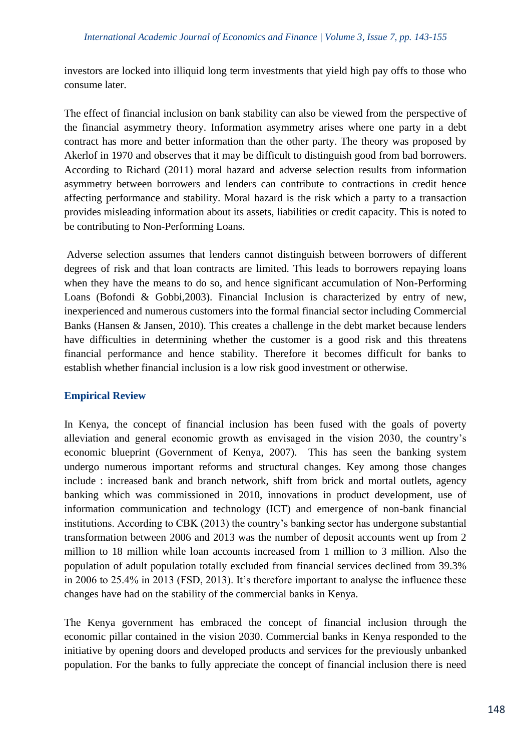investors are locked into illiquid long term investments that yield high pay offs to those who consume later.

The effect of financial inclusion on bank stability can also be viewed from the perspective of the financial asymmetry theory. Information asymmetry arises where one party in a debt contract has more and better information than the other party. The theory was proposed by Akerlof in 1970 and observes that it may be difficult to distinguish good from bad borrowers. According to Richard (2011) moral hazard and adverse selection results from information asymmetry between borrowers and lenders can contribute to contractions in credit hence affecting performance and stability. Moral hazard is the risk which a party to a transaction provides misleading information about its assets, liabilities or credit capacity. This is noted to be contributing to Non-Performing Loans.

Adverse selection assumes that lenders cannot distinguish between borrowers of different degrees of risk and that loan contracts are limited. This leads to borrowers repaying loans when they have the means to do so, and hence significant accumulation of Non-Performing Loans (Bofondi & Gobbi,2003). Financial Inclusion is characterized by entry of new, inexperienced and numerous customers into the formal financial sector including Commercial Banks (Hansen & Jansen, 2010). This creates a challenge in the debt market because lenders have difficulties in determining whether the customer is a good risk and this threatens financial performance and hence stability. Therefore it becomes difficult for banks to establish whether financial inclusion is a low risk good investment or otherwise.

## Empirical Review

In Kenya, the concept of financial inclusion has been fused with the goals of poverty alleviation and general economic growth as envisaged in the vision 2030, the country's economic blueprint (Government of Kenya, 2007). This has seen the banking system undergo numerous important reforms and structural changes. Key among those changes include : increased bank and branch network, shift from brick and mortal outlets, agency banking which was commissioned in 2010, innovations in product development, use of information communication and technology (ICT) and emergence of non-bank financial institutions. According to CBK (2013) the country's banking sector has undergone substantial transformation between 2006 and 2013 was the number of deposit accounts went up from 2 million to 18 million while loan accounts increased from 1 million to 3 million. Also the population of adult population totally excluded from financial services declined from 39.3% in 2006 to 25.4% in 2013 (FSD, 2013). It's therefore important to analyse the influence these changes have had on the stability of the commercial banks in Kenya.

The Kenya government has embraced the concept of financial inclusion through the economic pillar contained in the vision 2030. Commercial banks in Kenya responded to the initiative by opening doors and developed products and services for the previously unbanked population. For the banks to fully appreciate the concept of financial inclusion there is need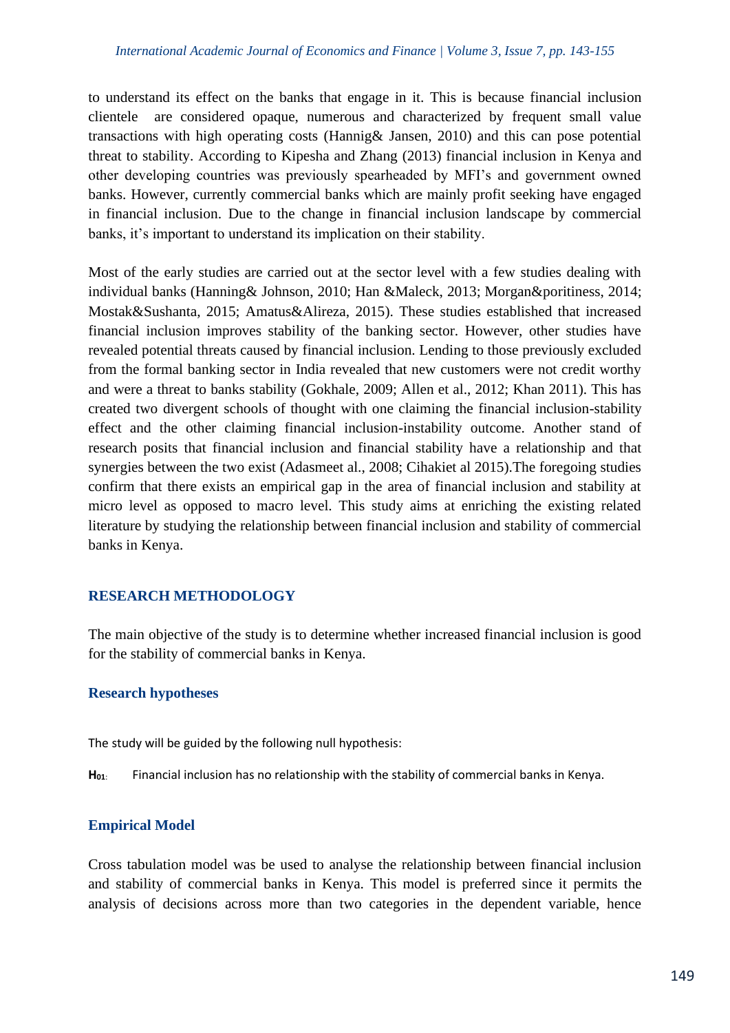to understand its effect on the banks that engage in it. This is because financial inclusion clientele are considered opaque, numerous and characterized by frequent small value transactions with high operating costs (Hannig& Jansen, 2010) and this can pose potential threat to stability. According to Kipesha and Zhang (2013) financial inclusion in Kenya and other developing countries was previously spearheaded by MFI's and government owned banks. However, currently commercial banks which are mainly profit seeking have engaged in financial inclusion. Due to the change in financial inclusion landscape by commercial banks, it's important to understand its implication on their stability.

Most of the early studies are carried out at the sector level with a few studies dealing with individual banks (Hanning& Johnson, 2010; Han &Maleck, 2013; Morgan&poritiness, 2014; Mostak&Sushanta, 2015; Amatus&Alireza, 2015). These studies established that increased financial inclusion improves stability of the banking sector. However, other studies have revealed potential threats caused by financial inclusion. Lending to those previously excluded from the formal banking sector in India revealed that new customers were not credit worthy and were a threat to banks stability (Gokhale, 2009; Allen et al., 2012; Khan 2011). This has created two divergent schools of thought with one claiming the financial inclusion-stability effect and the other claiming financial inclusion-instability outcome. Another stand of research posits that financial inclusion and financial stability have a relationship and that synergies between the two exist (Adasmeet al., 2008; Cihakiet al 2015).The foregoing studies confirm that there exists an empirical gap in the area of financial inclusion and stability at micro level as opposed to macro level. This study aims at enriching the existing related literature by studying the relationship between financial inclusion and stability of commercial banks in Kenya.

## RESEARCH METHODOLOGY

The main objective of the study is to determine whether increased financial inclusion is good for the stability of commercial banks in Kenya.

### Research hypotheses

The study will be guided by the following null hypothesis:

**$H_{01}$:** Financial inclusion has no relationship with the stability of commercial banks in Kenya.

### Empirical Model

Cross tabulation model was be used to analyse the relationship between financial inclusion and stability of commercial banks in Kenya. This model is preferred since it permits the analysis of decisions across more than two categories in the dependent variable, hence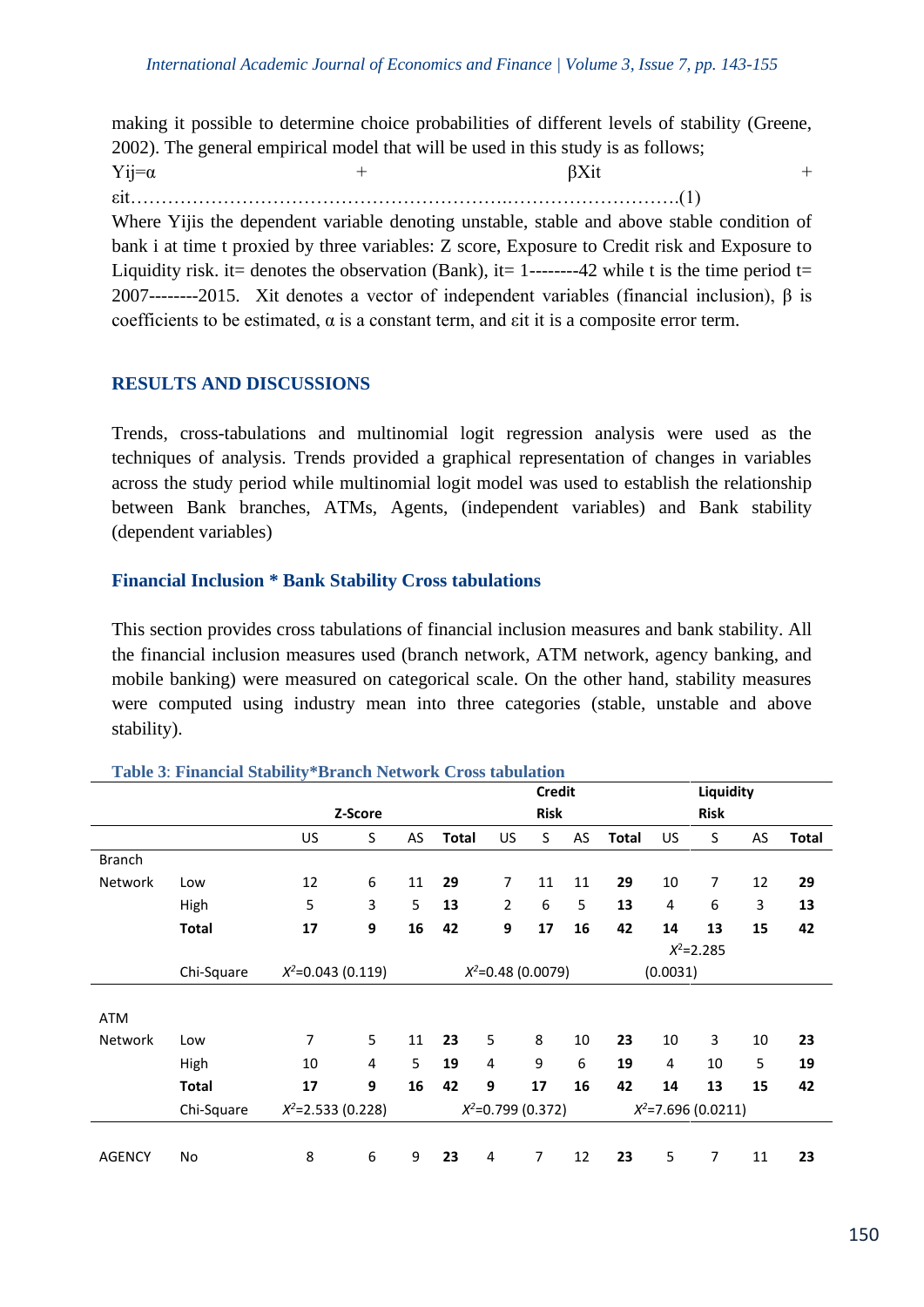making it possible to determine choice probabilities of different levels of stability (Greene, 2002). The general empirical model that will be used in this study is as follows;

$$Y_{ij}=\alpha + \beta X_{it} + \varepsilon_{it} \quad \ldots(1)$$

Where Yijis the dependent variable denoting unstable, stable and above stable condition of bank i at time t proxied by three variables: Z score, Exposure to Credit risk and Exposure to Liquidity risk. it= denotes the observation (Bank), it= 1--------42 while t is the time period t= 2007--------2015. Xit denotes a vector of independent variables (financial inclusion), β is coefficients to be estimated, α is a constant term, and εit it is a composite error term.

## RESULTS AND DISCUSSIONS

Trends, cross-tabulations and multinomial logit regression analysis were used as the techniques of analysis. Trends provided a graphical representation of changes in variables across the study period while multinomial logit model was used to establish the relationship between Bank branches, ATMs, Agents, (independent variables) and Bank stability (dependent variables)

### Financial Inclusion * Bank Stability Cross tabulations

This section provides cross tabulations of financial inclusion measures and bank stability. All the financial inclusion measures used (branch network, ATM network, agency banking, and mobile banking) were measured on categorical scale. On the other hand, stability measures were computed using industry mean into three categories (stable, unstable and above stability).

**Table 3: Financial Stability*Branch Network Cross tabulation**

| | | Z-Score | | | | Credit Risk | | | | Liquidity Risk | | | |
|---|---|---|---|---|---|---|---|---|---|---|---|---|---|
| | | US | S | AS | **Total** | US | S | AS | **Total** | US | S | AS | **Total** |
| Branch Network | Low | 12 | 6 | 11 | **29** | 7 | 11 | 11 | **29** | 10 | 7 | 12 | **29** |
| | High | 5 | 3 | 5 | **13** | 2 | 6 | 5 | **13** | 4 | 6 | 3 | **13** |
| | **Total** | **17** | **9** | **16** | **42** | **9** | **17** | **16** | **42** | **14** | **13** | **15** | **42** |
| | Chi-Square | $X^2$=0.043 (0.119) | | | | $X^2$=0.48 (0.0079) | | | | $X^2$=2.285 (0.0031) | | | |
| ATM Network | Low | 7 | 5 | 11 | **23** | 5 | 8 | 10 | **23** | 10 | 3 | 10 | **23** |
| | High | 10 | 4 | 5 | **19** | 4 | 9 | 6 | **19** | 4 | 10 | 5 | **19** |
| | **Total** | **17** | **9** | **16** | **42** | **9** | **17** | **16** | **42** | **14** | **13** | **15** | **42** |
| | Chi-Square | $X^2$=2.533 (0.228) | | | | $X^2$=0.799 (0.372) | | | | $X^2$=7.696 (0.0211) | | | |
| AGENCY | No | 8 | 6 | 9 | **23** | 4 | 7 | 12 | **23** | 5 | 7 | 11 | **23** |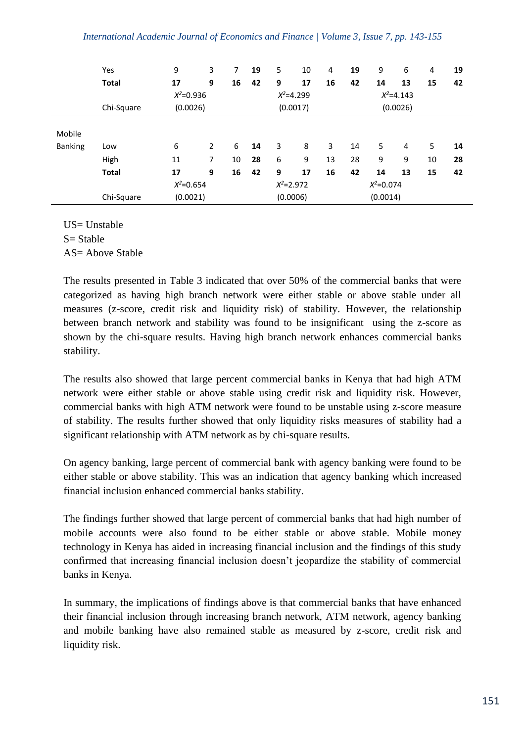|  |  |  |  |  |  |  |  |  |  |  |  |  |  |
|---|---|---|---|---|---|---|---|---|---|---|---|---|---|
|  | Yes | 9 | 3 | 7 | **19** | 5 | 10 | 4 | **19** | 9 | 6 | 4 | **19** |
|  | **Total** | **17** | **9** | **16** | **42** | **9** | **17** | **16** | **42** | **14** | **13** | **15** | **42** |
|  | Chi-Square | $X^2$=0.936 (0.0026) |  |  |  | $X^2$=4.299 (0.0017) |  |  |  | $X^2$=4.143 (0.0026) |  |  |  |
| Mobile Banking | Low | 6 | 2 | 6 | **14** | 3 | 8 | 3 | 14 | 5 | 4 | 5 | **14** |
|  | High | 11 | 7 | 10 | **28** | 6 | 9 | 13 | 28 | 9 | 9 | 10 | **28** |
|  | **Total** | **17** | **9** | **16** | **42** | **9** | **17** | **16** | **42** | **14** | **13** | **15** | **42** |
|  | Chi-Square | $X^2$=0.654 (0.0021) |  |  |  | $X^2$=2.972 (0.0006) |  |  |  | $X^2$=0.074 (0.0014) |  |  |  |

US= Unstable
S= Stable
AS= Above Stable

The results presented in Table 3 indicated that over 50% of the commercial banks that were categorized as having high branch network were either stable or above stable under all measures (z-score, credit risk and liquidity risk) of stability. However, the relationship between branch network and stability was found to be insignificant using the z-score as shown by the chi-square results. Having high branch network enhances commercial banks stability.

The results also showed that large percent commercial banks in Kenya that had high ATM network were either stable or above stable using credit risk and liquidity risk. However, commercial banks with high ATM network were found to be unstable using z-score measure of stability. The results further showed that only liquidity risks measures of stability had a significant relationship with ATM network as by chi-square results.

On agency banking, large percent of commercial bank with agency banking were found to be either stable or above stability. This was an indication that agency banking which increased financial inclusion enhanced commercial banks stability.

The findings further showed that large percent of commercial banks that had high number of mobile accounts were also found to be either stable or above stable. Mobile money technology in Kenya has aided in increasing financial inclusion and the findings of this study confirmed that increasing financial inclusion doesn't jeopardize the stability of commercial banks in Kenya.

In summary, the implications of findings above is that commercial banks that have enhanced their financial inclusion through increasing branch network, ATM network, agency banking and mobile banking have also remained stable as measured by z-score, credit risk and liquidity risk.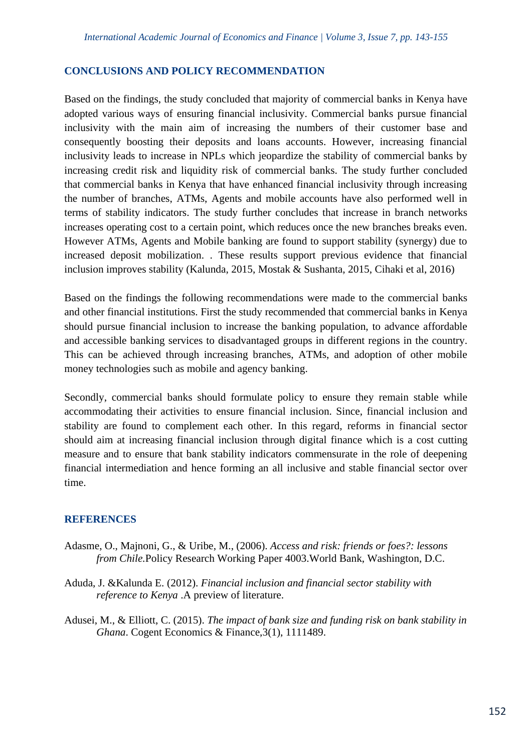## CONCLUSIONS AND POLICY RECOMMENDATION

Based on the findings, the study concluded that majority of commercial banks in Kenya have adopted various ways of ensuring financial inclusivity. Commercial banks pursue financial inclusivity with the main aim of increasing the numbers of their customer base and consequently boosting their deposits and loans accounts. However, increasing financial inclusivity leads to increase in NPLs which jeopardize the stability of commercial banks by increasing credit risk and liquidity risk of commercial banks. The study further concluded that commercial banks in Kenya that have enhanced financial inclusivity through increasing the number of branches, ATMs, Agents and mobile accounts have also performed well in terms of stability indicators. The study further concludes that increase in branch networks increases operating cost to a certain point, which reduces once the new branches breaks even. However ATMs, Agents and Mobile banking are found to support stability (synergy) due to increased deposit mobilization. . These results support previous evidence that financial inclusion improves stability (Kalunda, 2015, Mostak & Sushanta, 2015, Cihaki et al, 2016)

Based on the findings the following recommendations were made to the commercial banks and other financial institutions. First the study recommended that commercial banks in Kenya should pursue financial inclusion to increase the banking population, to advance affordable and accessible banking services to disadvantaged groups in different regions in the country. This can be achieved through increasing branches, ATMs, and adoption of other mobile money technologies such as mobile and agency banking.

Secondly, commercial banks should formulate policy to ensure they remain stable while accommodating their activities to ensure financial inclusion. Since, financial inclusion and stability are found to complement each other. In this regard, reforms in financial sector should aim at increasing financial inclusion through digital finance which is a cost cutting measure and to ensure that bank stability indicators commensurate in the role of deepening financial intermediation and hence forming an all inclusive and stable financial sector over time.

## REFERENCES

Adasme, O., Majnoni, G., & Uribe, M., (2006). *Access and risk: friends or foes?: lessons from Chile.*Policy Research Working Paper 4003.World Bank, Washington, D.C.

Aduda, J. &Kalunda E. (2012). *Financial inclusion and financial sector stability with reference to Kenya* .A preview of literature.

Adusei, M., & Elliott, C. (2015). *The impact of bank size and funding risk on bank stability in Ghana*. Cogent Economics & Finance,3(1), 1111489.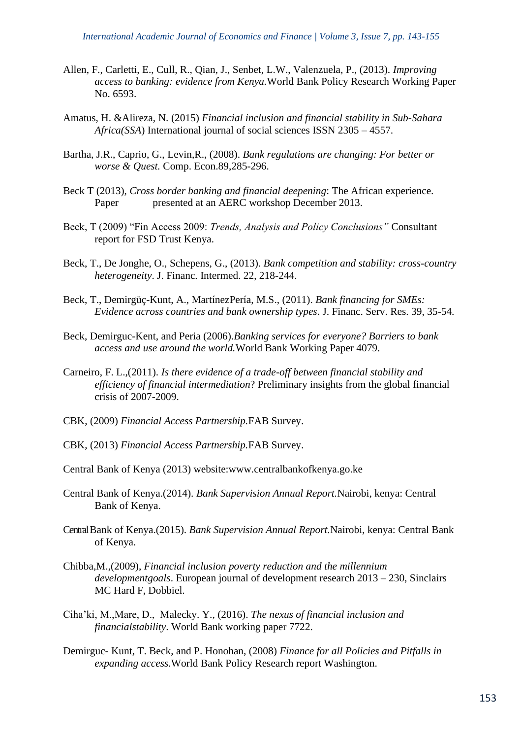Allen, F., Carletti, E., Cull, R., Qian, J., Senbet, L.W., Valenzuela, P., (2013). *Improving access to banking: evidence from Kenya.*World Bank Policy Research Working Paper No. 6593.

Amatus, H. &Alireza, N. (2015) *Financial inclusion and financial stability in Sub-Sahara Africa(SSA*) International journal of social sciences ISSN 2305 – 4557.

Bartha, J.R., Caprio, G., Levin,R., (2008). *Bank regulations are changing: For better or worse & Quest.* Comp. Econ.89,285-296.

Beck T (2013), *Cross border banking and financial deepening*: The African experience. Paper presented at an AERC workshop December 2013.

Beck, T (2009) "Fin Access 2009: *Trends, Analysis and Policy Conclusions"* Consultant report for FSD Trust Kenya.

Beck, T., De Jonghe, O., Schepens, G., (2013). *Bank competition and stability: cross-country heterogeneity*. J. Financ. Intermed. 22, 218-244.

Beck, T., Demirgüç-Kunt, A., MartínezPería, M.S., (2011). *Bank financing for SMEs: Evidence across countries and bank ownership types*. J. Financ. Serv. Res. 39, 35-54.

Beck, Demirguc-Kent, and Peria (2006).*Banking services for everyone? Barriers to bank access and use around the world.*World Bank Working Paper 4079.

Carneiro, F. L.,(2011). *Is there evidence of a trade-off between financial stability and efficiency of financial intermediation*? Preliminary insights from the global financial crisis of 2007-2009.

CBK, (2009) *Financial Access Partnership.*FAB Survey.

CBK, (2013) *Financial Access Partnership.*FAB Survey.

Central Bank of Kenya (2013) website:www.centralbankofkenya.go.ke

Central Bank of Kenya.(2014). *Bank Supervision Annual Report.*Nairobi, kenya: Central Bank of Kenya.

Central Bank of Kenya.(2015). *Bank Supervision Annual Report.*Nairobi, kenya: Central Bank of Kenya.

Chibba,M.,(2009), *Financial inclusion poverty reduction and the millennium developmentgoals*. European journal of development research 2013 – 230, Sinclairs MC Hard F, Dobbiel.

Ciha'ki, M.,Mare, D., Malecky. Y., (2016). *The nexus of financial inclusion and financialstability*. World Bank working paper 7722.

Demirguc- Kunt, T. Beck, and P. Honohan, (2008) *Finance for all Policies and Pitfalls in expanding access.*World Bank Policy Research report Washington.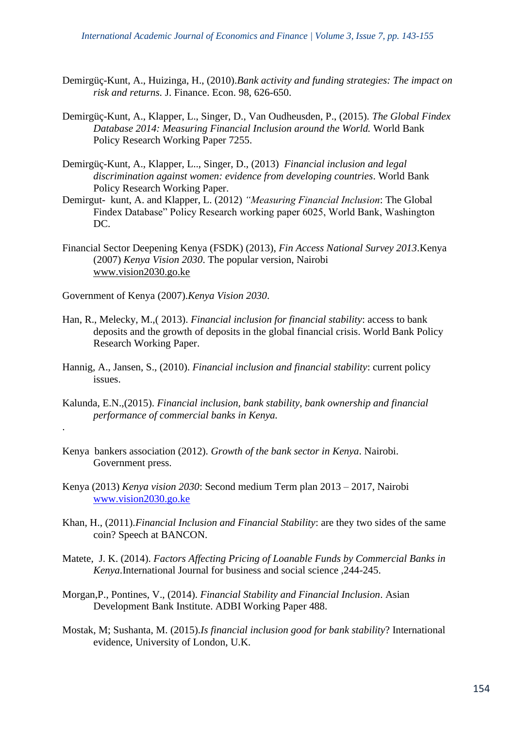Demirgüç-Kunt, A., Huizinga, H., (2010).*Bank activity and funding strategies: The impact on risk and returns.* J. Finance. Econ. 98, 626-650.

Demirgüç-Kunt, A., Klapper, L., Singer, D., Van Oudheusden, P., (2015). *The Global Findex Database 2014: Measuring Financial Inclusion around the World.* World Bank Policy Research Working Paper 7255.

Demirgüç-Kunt, A., Klapper, L.., Singer, D., (2013) *Financial inclusion and legal discrimination against women: evidence from developing countries*. World Bank Policy Research Working Paper.

Demirgut- kunt, A. and Klapper, L. (2012) *"Measuring Financial Inclusion*: The Global Findex Database" Policy Research working paper 6025, World Bank, Washington DC.

Financial Sector Deepening Kenya (FSDK) (2013), *Fin Access National Survey 2013*.Kenya (2007) *Kenya Vision 2030*. The popular version, Nairobi www.vision2030.go.ke

Government of Kenya (2007).*Kenya Vision 2030*.

Han, R., Melecky, M.,( 2013). *Financial inclusion for financial stability*: access to bank deposits and the growth of deposits in the global financial crisis. World Bank Policy Research Working Paper.

Hannig, A., Jansen, S., (2010). *Financial inclusion and financial stability*: current policy issues.

Kalunda, E.N.,(2015). *Financial inclusion, bank stability, bank ownership and financial performance of commercial banks in Kenya.*

.

Kenya bankers association (2012). *Growth of the bank sector in Kenya*. Nairobi. Government press.

Kenya (2013) *Kenya vision 2030*: Second medium Term plan 2013 – 2017, Nairobi www.vision2030.go.ke

Khan, H., (2011).*Financial Inclusion and Financial Stability*: are they two sides of the same coin? Speech at BANCON.

Matete, J. K. (2014). *Factors Affecting Pricing of Loanable Funds by Commercial Banks in Kenya*.International Journal for business and social science ,244-245.

Morgan,P., Pontines, V., (2014). *Financial Stability and Financial Inclusion*. Asian Development Bank Institute. ADBI Working Paper 488.

Mostak, M; Sushanta, M. (2015).*Is financial inclusion good for bank stability*? International evidence, University of London, U.K.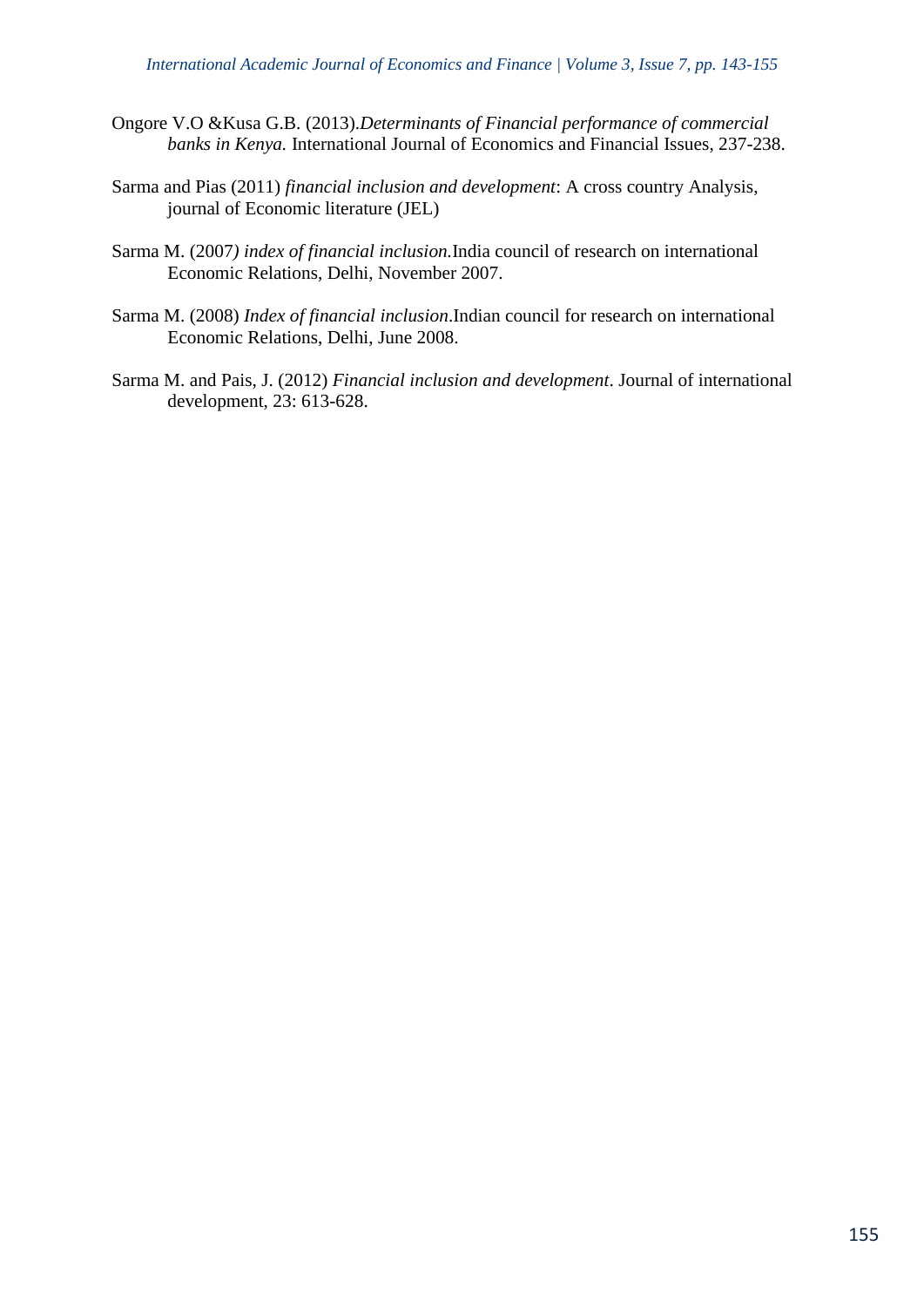Ongore V.O &Kusa G.B. (2013).*Determinants of Financial performance of commercial banks in Kenya.* International Journal of Economics and Financial Issues, 237-238.

Sarma and Pias (2011) *financial inclusion and development*: A cross country Analysis, journal of Economic literature (JEL)

Sarma M. (2007*) index of financial inclusion.*India council of research on international Economic Relations, Delhi, November 2007.

Sarma M. (2008) *Index of financial inclusion*.Indian council for research on international Economic Relations, Delhi, June 2008.

Sarma M. and Pais, J. (2012) *Financial inclusion and development*. Journal of international development, 23: 613-628.